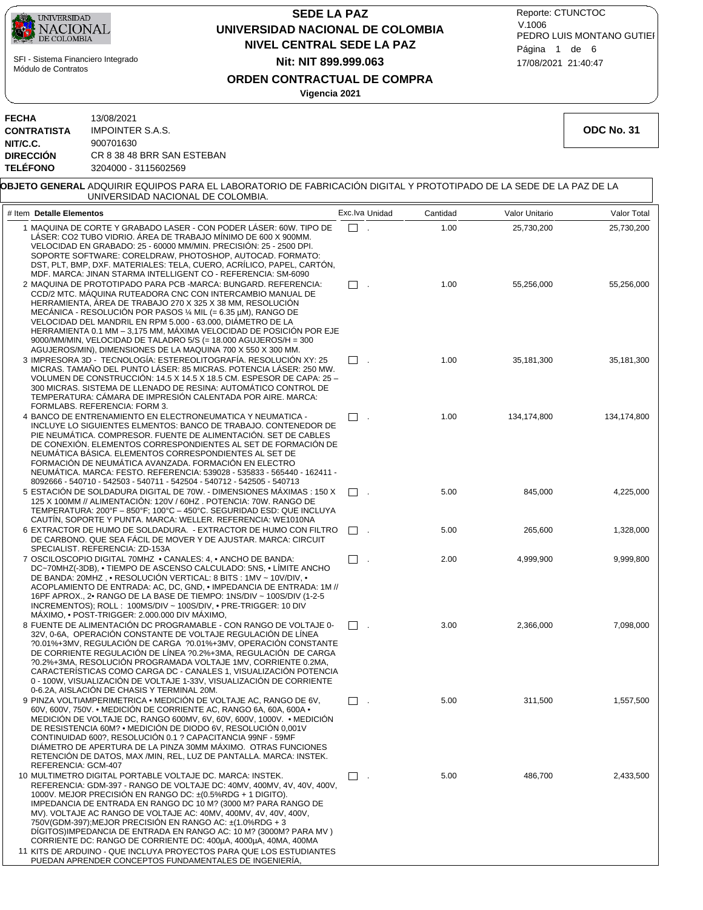**SEDE LA PAZ**
**UNIVERSIDAD NACIONAL DE COLOMBIA**
**NIVEL CENTRAL SEDE LA PAZ**
**Nit: NIT 899.999.063**

SFI - Sistema Financiero Integrado
Módulo de Contratos

Reporte: CTUNCTOC
V.1006
PEDRO LUIS MONTANO GUTIEI
17/08/2021 21:40:47

## ORDEN CONTRACTUAL DE COMPRA

**Vigencia 2021**

**FECHA** 13/08/2021
**CONTRATISTA** IMPOINTER S.A.S.
**NIT/C.C.** 900701630
**DIRECCIÓN** CR 8 38 48 BRR SAN ESTEBAN
**TELÉFONO** 3204000 - 3115602569

**ODC No. 31**

**OBJETO GENERAL** ADQUIRIR EQUIPOS PARA EL LABORATORIO DE FABRICACIÓN DIGITAL Y PROTOTIPADO DE LA SEDE DE LA PAZ DE LA UNIVERSIDAD NACIONAL DE COLOMBIA.

| # Item | Detalle Elementos | Exc.Iva | Unidad | Cantidad | Valor Unitario | Valor Total |
|---|---|---|---|---|---|---|
| 1 | MAQUINA DE CORTE Y GRABADO LASER - CON PODER LÁSER: 60W. TIPO DE LÁSER: CO2 TUBO VIDRIO. ÁREA DE TRABAJO MÍNIMO DE 600 X 900MM. VELOCIDAD EN GRABADO: 25 - 60000 MM/MIN. PRECISIÓN: 25 - 2500 DPI. SOPORTE SOFTWARE: CORELDRAW, PHOTOSHOP, AUTOCAD. FORMATO: DST, PLT, BMP, DXF. MATERIALES: TELA, CUERO, ACRÍLICO, PAPEL, CARTÓN, MDF. MARCA: JINAN STARMA INTELLIGENT CO - REFERENCIA: SM-6090 | ☐ | . | 1.00 | 25,730,200 | 25,730,200 |
| 2 | MAQUINA DE PROTOTIPADO PARA PCB -MARCA: BUNGARD. REFERENCIA: CCD/2 MTC. MÁQUINA RUTEADORA CNC CON INTERCAMBIO MANUAL DE HERRAMIENTA, ÀREA DE TRABAJO 270 X 325 X 38 MM, RESOLUCIÓN MECÁNICA - RESOLUCIÓN POR PASOS ¼ MIL (= 6.35 µM), RANGO DE VELOCIDAD DEL MANDRIL EN RPM 5.000 - 63.000, DIÁMETRO DE LA HERRAMIENTA 0.1 MM – 3,175 MM, MÁXIMA VELOCIDAD DE POSICIÓN POR EJE 9000/MM/MIN, VELOCIDAD DE TALADRO 5/S (= 18.000 AGUJEROS/H = 300 AGUJEROS/MIN), DIMENSIONES DE LA MAQUINA 700 X 550 X 300 MM. | ☐ | . | 1.00 | 55,256,000 | 55,256,000 |
| 3 | IMPRESORA 3D - TECNOLOGÍA: ESTEREOLITOGRAFÍA. RESOLUCIÓN XY: 25 MICRAS. TAMAÑO DEL PUNTO LÁSER: 85 MICRAS. POTENCIA LÁSER: 250 MW. VOLUMEN DE CONSTRUCCIÓN: 14.5 X 14.5 X 18.5 CM. ESPESOR DE CAPA: 25 – 300 MICRAS. SISTEMA DE LLENADO DE RESINA: AUTOMÁTICO CONTROL DE TEMPERATURA: CÁMARA DE IMPRESIÓN CALENTADA POR AIRE. MARCA: FORMLABS. REFERENCIA: FORM 3. | ☐ | . | 1.00 | 35,181,300 | 35,181,300 |
| 4 | BANCO DE ENTRENAMIENTO EN ELECTRONEUMATICA Y NEUMATICA - INCLUYE LO SIGUIENTES ELMENTOS: BANCO DE TRABAJO. CONTENEDOR DE PIE NEUMÁTICA. COMPRESOR. FUENTE DE ALIMENTACIÓN. SET DE CABLES DE CONEXIÓN. ELEMENTOS CORRESPONDIENTES AL SET DE FORMACIÓN DE NEUMÁTICA BÁSICA. ELEMENTOS CORRESPONDIENTES AL SET DE FORMACIÓN DE NEUMÁTICA AVANZADA. FORMACIÓN EN ELECTRO NEUMÁTICA. MARCA: FESTO. REFERENCIA: 539028 - 535833 - 565440 - 162411 - 8092666 - 540710 - 542503 - 540711 - 542504 - 540712 - 542505 - 540713 | ☐ | . | 1.00 | 134,174,800 | 134,174,800 |
| 5 | ESTACIÓN DE SOLDADURA DIGITAL DE 70W. - DIMENSIONES MÁXIMAS : 150 X 125 X 100MM // ALIMENTACIÓN: 120V / 60HZ . POTENCIA: 70W. RANGO DE TEMPERATURA: 200°F – 850°F; 100°C – 450°C. SEGURIDAD ESD: QUE INCLUYA CAUTÍN, SOPORTE Y PUNTA. MARCA: WELLER. REFERENCIA: WE1010NA | ☐ | . | 5.00 | 845,000 | 4,225,000 |
| 6 | EXTRACTOR DE HUMO DE SOLDADURA. - EXTRACTOR DE HUMO CON FILTRO DE CARBONO. QUE SEA FÁCIL DE MOVER Y DE AJUSTAR. MARCA: CIRCUIT SPECIALIST. REFERENCIA: ZD-153A | ☐ | . | 5.00 | 265,600 | 1,328,000 |
| 7 | OSCILOSCOPIO DIGITAL 70MHZ • CANALES: 4, • ANCHO DE BANDA: DC~70MHZ(-3DB), • TIEMPO DE ASCENSO CALCULADO: 5NS, • LÍMITE ANCHO DE BANDA: 20MHZ , • RESOLUCIÓN VERTICAL: 8 BITS : 1MV ~ 10V/DIV, • ACOPLAMIENTO DE ENTRADA: AC, DC, GND, • IMPEDANCIA DE ENTRADA: 1M // 16PF APROX., 2• RANGO DE LA BASE DE TIEMPO: 1NS/DIV ~ 100S/DIV (1-2-5 INCREMENTOS); ROLL : 100MS/DIV ~ 100S/DIV, • PRE-TRIGGER: 10 DIV MÁXIMO, • POST-TRIGGER: 2.000.000 DIV MÁXIMO, | ☐ | . | 2.00 | 4,999,900 | 9,999,800 |
| 8 | FUENTE DE ALIMENTACIÓN DC PROGRAMABLE - CON RANGO DE VOLTAJE 0-32V, 0-6A, OPERACIÓN CONSTANTE DE VOLTAJE REGULACIÓN DE LÍNEA ?0.01%+3MV, REGULACIÓN DE CARGA ?0.01%+3MV, OPERACIÓN CONSTANTE DE CORRIENTE REGULACIÓN DE LÍNEA ?0.2%+3MA, REGULACIÓN DE CARGA ?0.2%+3MA, RESOLUCIÓN PROGRAMADA VOLTAJE 1MV, CORRIENTE 0.2MA, CARACTERÍSTICAS COMO CARGA DC - CANALES 1, VISUALIZACIÓN POTENCIA 0 - 100W, VISUALIZACIÓN DE VOLTAJE 1-33V, VISUALIZACIÓN DE CORRIENTE 0-6.2A, AISLACIÓN DE CHASIS Y TERMINAL 20M. | ☐ | . | 3.00 | 2,366,000 | 7,098,000 |
| 9 | PINZA VOLTIAMPERIMETRICA • MEDICIÓN DE VOLTAJE AC, RANGO DE 6V, 60V, 600V, 750V. • MEDICIÓN DE CORRIENTE AC, RANGO 6A, 60A, 600A • MEDICIÓN DE VOLTAJE DC, RANGO 600MV, 6V, 60V, 600V, 1000V. • MEDICIÓN DE RESISTENCIA 60M? • MEDICIÓN DE DIODO 6V, RESOLUCIÓN 0,001V CONTINUIDAD 600?, RESOLUCIÓN 0.1 ? CAPACITANCIA 99NF - 59MF DIÁMETRO DE APERTURA DE LA PINZA 30MM MÁXIMO. OTRAS FUNCIONES RETENCIÓN DE DATOS, MAX /MIN, REL, LUZ DE PANTALLA. MARCA: INSTEK. REFERENCIA: GCM-407 | ☐ | . | 5.00 | 311,500 | 1,557,500 |
| 10 | MULTIMETRO DIGITAL PORTABLE VOLTAJE DC. MARCA: INSTEK. REFERENCIA: GDM-397 - RANGO DE VOLTAJE DC: 40MV, 400MV, 4V, 40V, 400V, 1000V. MEJOR PRECISIÓN EN RANGO DC: ±(0.5%RDG + 1 DIGITO). IMPEDANCIA DE ENTRADA EN RANGO DC 10 M? (3000 M? PARA RANGO DE MV). VOLTAJE AC RANGO DE VOLTAJE AC: 40MV, 400MV, 4V, 40V, 400V, 750V(GDM-397);MEJOR PRECISIÓN EN RANGO AC: ±(1.0%RDG + 3 DÍGITOS)IMPEDANCIA DE ENTRADA EN RANGO AC: 10 M? (3000M? PARA MV ) CORRIENTE DC: RANGO DE CORRIENTE DC: 400µA, 4000µA, 40MA, 400MA | ☐ | . | 5.00 | 486,700 | 2,433,500 |
| 11 | KITS DE ARDUINO - QUE INCLUYA PROYECTOS PARA QUE LOS ESTUDIANTES PUEDAN APRENDER CONCEPTOS FUNDAMENTALES DE INGENIERÍA, | | | | | |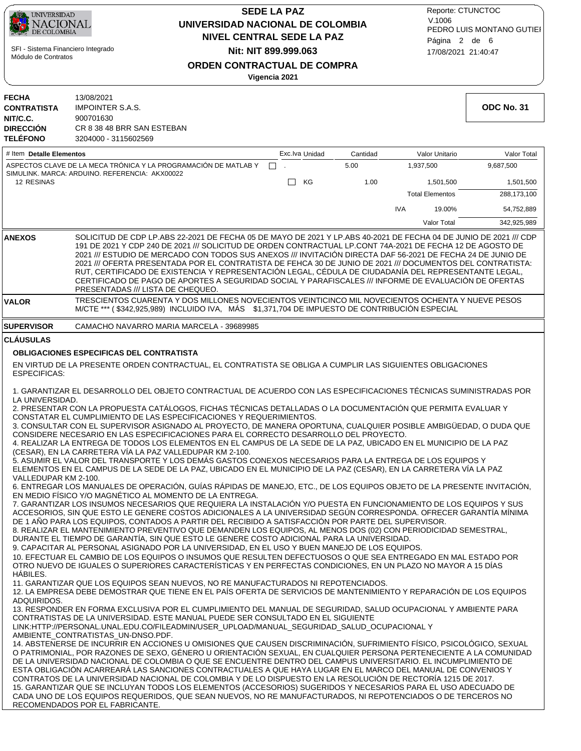**SEDE LA PAZ**
**UNIVERSIDAD NACIONAL DE COLOMBIA**
**NIVEL CENTRAL SEDE LA PAZ**
**Nit: NIT 899.999.063**

SFI - Sistema Financiero Integrado
Módulo de Contratos

Reporte: CTUNCTOC
V.1006
PEDRO LUIS MONTANO GUTIEI
17/08/2021 21:40:47

## ORDEN CONTRACTUAL DE COMPRA

**Vigencia 2021**

**FECHA** 13/08/2021
**CONTRATISTA** IMPOINTER S.A.S.
**NIT/C.C.** 900701630
**DIRECCIÓN** CR 8 38 48 BRR SAN ESTEBAN
**TELÉFONO** 3204000 - 3115602569

**ODC No. 31**

| # Item | Detalle Elementos | Exc.Iva | Unidad | Cantidad | Valor Unitario | Valor Total |
|---|---|---|---|---|---|---|
| | ASPECTOS CLAVE DE LA MECA TRÓNICA Y LA PROGRAMACIÓN DE MATLAB Y SIMULINK. MARCA: ARDUINO. REFERENCIA: AKX00022 | ☐ | . | 5.00 | 1,937,500 | 9,687,500 |
| 12 | RESINAS | ☐ | KG | 1.00 | 1,501,500 | 1,501,500 |
| | | | | | Total Elementos | 288,173,100 |
| | | | | IVA | 19.00% | 54,752,889 |
| | | | | | Valor Total | 342,925,989 |

**ANEXOS** SOLICITUD DE CDP LP.ABS 22-2021 DE FECHA 05 DE MAYO DE 2021 Y LP.ABS 40-2021 DE FECHA 04 DE JUNIO DE 2021 /// CDP 191 DE 2021 Y CDP 240 DE 2021 /// SOLICITUD DE ORDEN CONTRACTUAL LP.CONT 74A-2021 DE FECHA 12 DE AGOSTO DE 2021 /// ESTUDIO DE MERCADO CON TODOS SUS ANEXOS /// INVITACIÓN DIRECTA DAF 56-2021 DE FECHA 24 DE JUNIO DE 2021 /// OFERTA PRESENTADA POR EL CONTRATISTA DE FEHCA 30 DE JUNIO DE 2021 /// DOCUMENTOS DEL CONTRATISTA: RUT, CERTIFICADO DE EXISTENCIA Y REPRESENTACIÓN LEGAL, CÉDULA DE CIUDADANÍA DEL REPRESENTANTE LEGAL, CERTIFICADO DE PAGO DE APORTES A SEGURIDAD SOCIAL Y PARAFISCALES /// INFORME DE EVALUACIÓN DE OFERTAS PRESENTADAS /// LISTA DE CHEQUEO.

**VALOR** TRESCIENTOS CUARENTA Y DOS MILLONES NOVECIENTOS VEINTICINCO MIL NOVECIENTOS OCHENTA Y NUEVE PESOS M/CTE *** ( $342,925,989) INCLUIDO IVA, MÁS $1,371,704 DE IMPUESTO DE CONTRIBUCIÓN ESPECIAL

**SUPERVISOR** CAMACHO NAVARRO MARIA MARCELA - 39689985

**CLÁUSULAS**

**OBLIGACIONES ESPECIFICAS DEL CONTRATISTA**

EN VIRTUD DE LA PRESENTE ORDEN CONTRACTUAL, EL CONTRATISTA SE OBLIGA A CUMPLIR LAS SIGUIENTES OBLIGACIONES ESPECIFICAS:

1. GARANTIZAR EL DESARROLLO DEL OBJETO CONTRACTUAL DE ACUERDO CON LAS ESPECIFICACIONES TÉCNICAS SUMINISTRADAS POR LA UNIVERSIDAD.
2. PRESENTAR CON LA PROPUESTA CATÁLOGOS, FICHAS TÉCNICAS DETALLADAS O LA DOCUMENTACIÓN QUE PERMITA EVALUAR Y CONSTATAR EL CUMPLIMIENTO DE LAS ESPECIFICACIONES Y REQUERIMIENTOS.
3. CONSULTAR CON EL SUPERVISOR ASIGNADO AL PROYECTO, DE MANERA OPORTUNA, CUALQUIER POSIBLE AMBIGÜEDAD, O DUDA QUE CONSIDERE NECESARIO EN LAS ESPECIFICACIONES PARA EL CORRECTO DESARROLLO DEL PROYECTO.
4. REALIZAR LA ENTREGA DE TODOS LOS ELEMENTOS EN EL CAMPUS DE LA SEDE DE LA PAZ, UBICADO EN EL MUNICIPIO DE LA PAZ (CESAR), EN LA CARRETERA VÍA LA PAZ VALLEDUPAR KM 2-100.
5. ASUMIR EL VALOR DEL TRANSPORTE Y LOS DEMÁS GASTOS CONEXOS NECESARIOS PARA LA ENTREGA DE LOS EQUIPOS Y ELEMENTOS EN EL CAMPUS DE LA SEDE DE LA PAZ, UBICADO EN EL MUNICIPIO DE LA PAZ (CESAR), EN LA CARRETERA VÍA LA PAZ VALLEDUPAR KM 2-100.
6. ENTREGAR LOS MANUALES DE OPERACIÓN, GUÍAS RÁPIDAS DE MANEJO, ETC., DE LOS EQUIPOS OBJETO DE LA PRESENTE INVITACIÓN, EN MEDIO FÍSICO Y/O MAGNÉTICO AL MOMENTO DE LA ENTREGA.
7. GARANTIZAR LOS INSUMOS NECESARIOS QUE REQUIERA LA INSTALACIÓN Y/O PUESTA EN FUNCIONAMIENTO DE LOS EQUIPOS Y SUS ACCESORIOS, SIN QUE ESTO LE GENERE COSTOS ADICIONALES A LA UNIVERSIDAD SEGÚN CORRESPONDA. OFRECER GARANTÍA MÍNIMA DE 1 AÑO PARA LOS EQUIPOS, CONTADOS A PARTIR DEL RECIBIDO A SATISFACCIÓN POR PARTE DEL SUPERVISOR.
8. REALIZAR EL MANTENIMIENTO PREVENTIVO QUE DEMANDEN LOS EQUIPOS, AL MENOS DOS (02) CON PERIODICIDAD SEMESTRAL, DURANTE EL TIEMPO DE GARANTÍA, SIN QUE ESTO LE GENERE COSTO ADICIONAL PARA LA UNIVERSIDAD.
9. CAPACITAR AL PERSONAL ASIGNADO POR LA UNIVERSIDAD, EN EL USO Y BUEN MANEJO DE LOS EQUIPOS.
10. EFECTUAR EL CAMBIO DE LOS EQUIPOS O INSUMOS QUE RESULTEN DEFECTUOSOS O QUE SEA ENTREGADO EN MAL ESTADO POR OTRO NUEVO DE IGUALES O SUPERIORES CARACTERÍSTICAS Y EN PERFECTAS CONDICIONES, EN UN PLAZO NO MAYOR A 15 DÍAS HÁBILES.
11. GARANTIZAR QUE LOS EQUIPOS SEAN NUEVOS, NO RE MANUFACTURADOS NI REPOTENCIADOS.
12. LA EMPRESA DEBE DEMOSTRAR QUE TIENE EN EL PAÍS OFERTA DE SERVICIOS DE MANTENIMIENTO Y REPARACIÓN DE LOS EQUIPOS ADQUIRIDOS.
13. RESPONDER EN FORMA EXCLUSIVA POR EL CUMPLIMIENTO DEL MANUAL DE SEGURIDAD, SALUD OCUPACIONAL Y AMBIENTE PARA CONTRATISTAS DE LA UNIVERSIDAD. ESTE MANUAL PUEDE SER CONSULTADO EN EL SIGUIENTE LINK:HTTP://PERSONAL.UNAL.EDU.CO/FILEADMIN/USER_UPLOAD/MANUAL_SEGURIDAD_SALUD_OCUPACIONAL Y AMBIENTE_CONTRATISTAS_UN-DNSO.PDF.
14. ABSTENERSE DE INCURRIR EN ACCIONES U OMISIONES QUE CAUSEN DISCRIMINACIÓN, SUFRIMIENTO FÍSICO, PSICOLÓGICO, SEXUAL O PATRIMONIAL, POR RAZONES DE SEXO, GÉNERO U ORIENTACIÓN SEXUAL, EN CUALQUIER PERSONA PERTENECIENTE A LA COMUNIDAD DE LA UNIVERSIDAD NACIONAL DE COLOMBIA O QUE SE ENCUENTRE DENTRO DEL CAMPUS UNIVERSITARIO. EL INCUMPLIMIENTO DE ESTA OBLIGACIÓN ACARREARÁ LAS SANCIONES CONTRACTUALES A QUE HAYA LUGAR EN EL MARCO DEL MANUAL DE CONVENIOS Y CONTRATOS DE LA UNIVERSIDAD NACIONAL DE COLOMBIA Y DE LO DISPUESTO EN LA RESOLUCIÓN DE RECTORÍA 1215 DE 2017.
15. GARANTIZAR QUE SE INCLUYAN TODOS LOS ELEMENTOS (ACCESORIOS) SUGERIDOS Y NECESARIOS PARA EL USO ADECUADO DE CADA UNO DE LOS EQUIPOS REQUERIDOS, QUE SEAN NUEVOS, NO RE MANUFACTURADOS, NI REPOTENCIADOS O DE TERCEROS NO RECOMENDADOS POR EL FABRICANTE.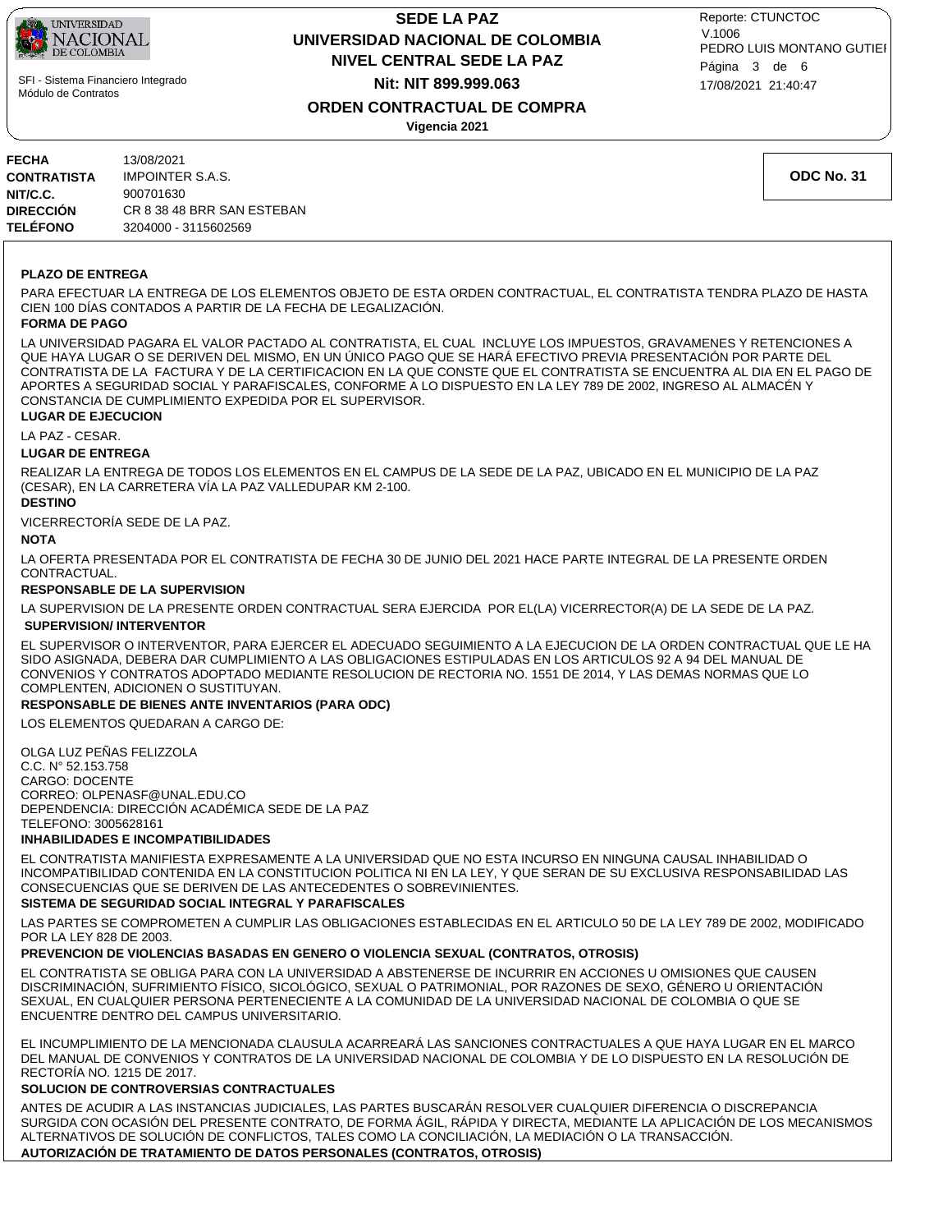**FECHA** 13/08/2021
**CONTRATISTA** IMPOINTER S.A.S.
**NIT/C.C.** 900701630
**DIRECCIÓN** CR 8 38 48 BRR SAN ESTEBAN
**TELÉFONO** 3204000 - 3115602569

**ODC No. 31**

**PLAZO DE ENTREGA**

PARA EFECTUAR LA ENTREGA DE LOS ELEMENTOS OBJETO DE ESTA ORDEN CONTRACTUAL, EL CONTRATISTA TENDRA PLAZO DE HASTA CIEN 100 DÍAS CONTADOS A PARTIR DE LA FECHA DE LEGALIZACIÓN.

**FORMA DE PAGO**

LA UNIVERSIDAD PAGARA EL VALOR PACTADO AL CONTRATISTA, EL CUAL INCLUYE LOS IMPUESTOS, GRAVAMENES Y RETENCIONES A QUE HAYA LUGAR O SE DERIVEN DEL MISMO, EN UN ÚNICO PAGO QUE SE HARÁ EFECTIVO PREVIA PRESENTACIÓN POR PARTE DEL CONTRATISTA DE LA FACTURA Y DE LA CERTIFICACION EN LA QUE CONSTE QUE EL CONTRATISTA SE ENCUENTRA AL DIA EN EL PAGO DE APORTES A SEGURIDAD SOCIAL Y PARAFISCALES, CONFORME A LO DISPUESTO EN LA LEY 789 DE 2002, INGRESO AL ALMACÉN Y CONSTANCIA DE CUMPLIMIENTO EXPEDIDA POR EL SUPERVISOR.

**LUGAR DE EJECUCION**

LA PAZ - CESAR.

**LUGAR DE ENTREGA**

REALIZAR LA ENTREGA DE TODOS LOS ELEMENTOS EN EL CAMPUS DE LA SEDE DE LA PAZ, UBICADO EN EL MUNICIPIO DE LA PAZ (CESAR), EN LA CARRETERA VÍA LA PAZ VALLEDUPAR KM 2-100.

**DESTINO**

VICERRECTORÍA SEDE DE LA PAZ.

**NOTA**

LA OFERTA PRESENTADA POR EL CONTRATISTA DE FECHA 30 DE JUNIO DEL 2021 HACE PARTE INTEGRAL DE LA PRESENTE ORDEN CONTRACTUAL.

**RESPONSABLE DE LA SUPERVISION**

LA SUPERVISION DE LA PRESENTE ORDEN CONTRACTUAL SERA EJERCIDA POR EL(LA) VICERRECTOR(A) DE LA SEDE DE LA PAZ.

**SUPERVISION/ INTERVENTOR**

EL SUPERVISOR O INTERVENTOR, PARA EJERCER EL ADECUADO SEGUIMIENTO A LA EJECUCION DE LA ORDEN CONTRACTUAL QUE LE HA SIDO ASIGNADA, DEBERA DAR CUMPLIMIENTO A LAS OBLIGACIONES ESTIPULADAS EN LOS ARTICULOS 92 A 94 DEL MANUAL DE CONVENIOS Y CONTRATOS ADOPTADO MEDIANTE RESOLUCION DE RECTORIA NO. 1551 DE 2014, Y LAS DEMAS NORMAS QUE LO COMPLENTEN, ADICIONEN O SUSTITUYAN.

**RESPONSABLE DE BIENES ANTE INVENTARIOS (PARA ODC)**

LOS ELEMENTOS QUEDARAN A CARGO DE:

OLGA LUZ PEÑAS FELIZZOLA
C.C. N° 52.153.758
CARGO: DOCENTE
CORREO: OLPENASF@UNAL.EDU.CO
DEPENDENCIA: DIRECCIÓN ACADÉMICA SEDE DE LA PAZ
TELEFONO: 3005628161

**INHABILIDADES E INCOMPATIBILIDADES**

EL CONTRATISTA MANIFIESTA EXPRESAMENTE A LA UNIVERSIDAD QUE NO ESTA INCURSO EN NINGUNA CAUSAL INHABILIDAD O INCOMPATIBILIDAD CONTENIDA EN LA CONSTITUCION POLITICA NI EN LA LEY, Y QUE SERAN DE SU EXCLUSIVA RESPONSABILIDAD LAS CONSECUENCIAS QUE SE DERIVEN DE LAS ANTECEDENTES O SOBREVINIENTES.

**SISTEMA DE SEGURIDAD SOCIAL INTEGRAL Y PARAFISCALES**

LAS PARTES SE COMPROMETEN A CUMPLIR LAS OBLIGACIONES ESTABLECIDAS EN EL ARTICULO 50 DE LA LEY 789 DE 2002, MODIFICADO POR LA LEY 828 DE 2003.

**PREVENCION DE VIOLENCIAS BASADAS EN GENERO O VIOLENCIA SEXUAL (CONTRATOS, OTROSIS)**

EL CONTRATISTA SE OBLIGA PARA CON LA UNIVERSIDAD A ABSTENERSE DE INCURRIR EN ACCIONES U OMISIONES QUE CAUSEN DISCRIMINACIÓN, SUFRIMIENTO FÍSICO, SICOLÓGICO, SEXUAL O PATRIMONIAL, POR RAZONES DE SEXO, GÉNERO U ORIENTACIÓN SEXUAL, EN CUALQUIER PERSONA PERTENECIENTE A LA COMUNIDAD DE LA UNIVERSIDAD NACIONAL DE COLOMBIA O QUE SE ENCUENTRE DENTRO DEL CAMPUS UNIVERSITARIO.

EL INCUMPLIMIENTO DE LA MENCIONADA CLAUSULA ACARREARÁ LAS SANCIONES CONTRACTUALES A QUE HAYA LUGAR EN EL MARCO DEL MANUAL DE CONVENIOS Y CONTRATOS DE LA UNIVERSIDAD NACIONAL DE COLOMBIA Y DE LO DISPUESTO EN LA RESOLUCIÓN DE RECTORÍA NO. 1215 DE 2017.

**SOLUCION DE CONTROVERSIAS CONTRACTUALES**

ANTES DE ACUDIR A LAS INSTANCIAS JUDICIALES, LAS PARTES BUSCARÁN RESOLVER CUALQUIER DIFERENCIA O DISCREPANCIA SURGIDA CON OCASIÓN DEL PRESENTE CONTRATO, DE FORMA ÁGIL, RÁPIDA Y DIRECTA, MEDIANTE LA APLICACIÓN DE LOS MECANISMOS ALTERNATIVOS DE SOLUCIÓN DE CONFLICTOS, TALES COMO LA CONCILIACIÓN, LA MEDIACIÓN O LA TRANSACCIÓN.

**AUTORIZACIÓN DE TRATAMIENTO DE DATOS PERSONALES (CONTRATOS, OTROSIS)**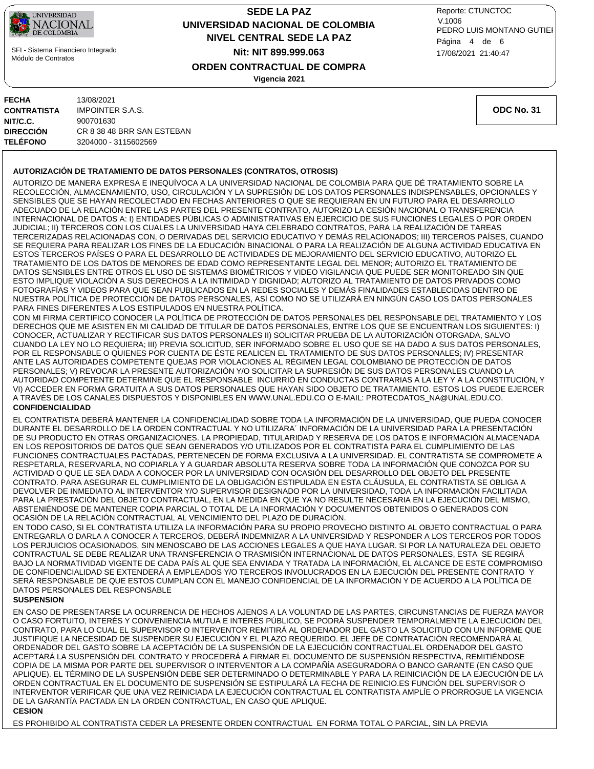| | |
|---|---|
| **FECHA** | 13/08/2021 |
| **CONTRATISTA** | IMPOINTER S.A.S. |
| **NIT/C.C.** | 900701630 |
| **DIRECCIÓN** | CR 8 38 48 BRR SAN ESTEBAN |
| **TELÉFONO** | 3204000 - 3115602569 |

**ODC No. 31**

**AUTORIZACIÓN DE TRATAMIENTO DE DATOS PERSONALES (CONTRATOS, OTROSIS)**

AUTORIZO DE MANERA EXPRESA E INEQUÍVOCA A LA UNIVERSIDAD NACIONAL DE COLOMBIA PARA QUE DÉ TRATAMIENTO SOBRE LA RECOLECCIÓN, ALMACENAMIENTO, USO, CIRCULACIÓN Y LA SUPRESIÓN DE LOS DATOS PERSONALES INDISPENSABLES, OPCIONALES Y SENSIBLES QUE SE HAYAN RECOLECTADO EN FECHAS ANTERIORES O QUE SE REQUIERAN EN UN FUTURO PARA EL DESARROLLO ADECUADO DE LA RELACIÓN ENTRE LAS PARTES DEL PRESENTE CONTRATO, AUTORIZO LA CESIÓN NACIONAL O TRANSFERENCIA INTERNACIONAL DE DATOS A: I) ENTIDADES PÚBLICAS O ADMINISTRATIVAS EN EJERCICIO DE SUS FUNCIONES LEGALES O POR ORDEN JUDICIAL; II) TERCEROS CON LOS CUALES LA UNIVERSIDAD HAYA CELEBRADO CONTRATOS, PARA LA REALIZACIÓN DE TAREAS TERCERIZADAS RELACIONADAS CON, O DERIVADAS DEL SERVICIO EDUCATIVO Y DEMÁS RELACIONADOS; III) TERCEROS PAÍSES, CUANDO SE REQUIERA PARA REALIZAR LOS FINES DE LA EDUCACIÓN BINACIONAL O PARA LA REALIZACIÓN DE ALGUNA ACTIVIDAD EDUCATIVA EN ESTOS TERCEROS PAÍSES O PARA EL DESARROLLO DE ACTIVIDADES DE MEJORAMIENTO DEL SERVICIO EDUCATIVO, AUTORIZO EL TRATAMIENTO DE LOS DATOS DE MENORES DE EDAD COMO REPRESENTANTE LEGAL DEL MENOR; AUTORIZO EL TRATAMIENTO DE DATOS SENSIBLES ENTRE OTROS EL USO DE SISTEMAS BIOMÉTRICOS Y VIDEO VIGILANCIA QUE PUEDE SER MONITOREADO SIN QUE ESTO IMPLIQUE VIOLACIÓN A SUS DERECHOS A LA INTIMIDAD Y DIGNIDAD; AUTORIZO AL TRATAMIENTO DE DATOS PRIVADOS COMO FOTOGRAFÍAS Y VIDEOS PARA QUE SEAN PUBLICADOS EN LA REDES SOCIALES Y DEMÁS FINALIDADES ESTABLECIDAS DENTRO DE NUESTRA POLÍTICA DE PROTECCIÓN DE DATOS PERSONALES, ASÍ COMO NO SE UTILIZARÁ EN NINGÚN CASO LOS DATOS PERSONALES PARA FINES DIFERENTES A LOS ESTIPULADOS EN NUESTRA POLÍTICA.

CON MI FIRMA CERTIFICO CONOCER LA POLÍTICA DE PROTECCIÓN DE DATOS PERSONALES DEL RESPONSABLE DEL TRATAMIENTO Y LOS DERECHOS QUE ME ASISTEN EN MI CALIDAD DE TITULAR DE DATOS PERSONALES, ENTRE LOS QUE SE ENCUENTRAN LOS SIGUIENTES: I) CONOCER, ACTUALIZAR Y RECTIFICAR SUS DATOS PERSONALES II) SOLICITAR PRUEBA DE LA AUTORIZACIÓN OTORGADA, SALVO CUANDO LA LEY NO LO REQUIERA; III) PREVIA SOLICITUD, SER INFORMADO SOBRE EL USO QUE SE HA DADO A SUS DATOS PERSONALES, POR EL RESPONSABLE O QUIENES POR CUENTA DE ÉSTE REALICEN EL TRATAMIENTO DE SUS DATOS PERSONALES; IV) PRESENTAR ANTE LAS AUTORIDADES COMPETENTE QUEJAS POR VIOLACIONES AL RÉGIMEN LEGAL COLOMBIANO DE PROTECCIÓN DE DATOS PERSONALES; V) REVOCAR LA PRESENTE AUTORIZACIÓN Y/O SOLICITAR LA SUPRESIÓN DE SUS DATOS PERSONALES CUANDO LA AUTORIDAD COMPETENTE DETERMINE QUE EL RESPONSABLE INCURRIÓ EN CONDUCTAS CONTRARIAS A LA LEY Y A LA CONSTITUCIÓN, Y VI) ACCEDER EN FORMA GRATUITA A SUS DATOS PERSONALES QUE HAYAN SIDO OBJETO DE TRATAMIENTO. ESTOS LOS PUEDE EJERCER A TRAVÉS DE LOS CANALES DISPUESTOS Y DISPONIBLES EN WWW.UNAL.EDU.CO O E-MAIL: PROTECDATOS_NA@UNAL.EDU.CO.

**CONFIDENCIALIDAD**

EL CONTRATISTA DEBERÁ MANTENER LA CONFIDENCIALIDAD SOBRE TODA LA INFORMACIÓN DE LA UNIVERSIDAD, QUE PUEDA CONOCER DURANTE EL DESARROLLO DE LA ORDEN CONTRACTUAL Y NO UTILIZARA´ INFORMACIÓN DE LA UNIVERSIDAD PARA LA PRESENTACIÓN DE SU PRODUCTO EN OTRAS ORGANIZACIONES. LA PROPIEDAD, TITULARIDAD Y RESERVA DE LOS DATOS E INFORMACIÓN ALMACENADA EN LOS REPOSITORIOS DE DATOS QUE SEAN GENERADOS Y/O UTILIZADOS POR EL CONTRATISTA PARA EL CUMPLIMIENTO DE LAS FUNCIONES CONTRACTUALES PACTADAS, PERTENECEN DE FORMA EXCLUSIVA A LA UNIVERSIDAD. EL CONTRATISTA SE COMPROMETE A RESPETARLA, RESERVARLA, NO COPIARLA Y A GUARDAR ABSOLUTA RESERVA SOBRE TODA LA INFORMACIÓN QUE CONOZCA POR SU ACTIVIDAD O QUE LE SEA DADA A CONOCER POR LA UNIVERSIDAD CON OCASIÓN DEL DESARROLLO DEL OBJETO DEL PRESENTE CONTRATO. PARA ASEGURAR EL CUMPLIMIENTO DE LA OBLIGACIÓN ESTIPULADA EN ESTA CLÁUSULA, EL CONTRATISTA SE OBLIGA A DEVOLVER DE INMEDIATO AL INTERVENTOR Y/O SUPERVISOR DESIGNADO POR LA UNIVERSIDAD, TODA LA INFORMACIÓN FACILITADA PARA LA PRESTACIÓN DEL OBJETO CONTRACTUAL, EN LA MEDIDA EN QUE YA NO RESULTE NECESARIA EN LA EJECUCIÓN DEL MISMO, ABSTENIÉNDOSE DE MANTENER COPIA PARCIAL O TOTAL DE LA INFORMACIÓN Y DOCUMENTOS OBTENIDOS O GENERADOS CON OCASIÓN DE LA RELACIÓN CONTRACTUAL AL VENCIMIENTO DEL PLAZO DE DURACIÓN.

EN TODO CASO, SI EL CONTRATISTA UTILIZA LA INFORMACIÓN PARA SU PROPIO PROVECHO DISTINTO AL OBJETO CONTRACTUAL O PARA ENTREGARLA O DARLA A CONOCER A TERCEROS, DEBERÁ INDEMNIZAR A LA UNIVERSIDAD Y RESPONDER A LOS TERCEROS POR TODOS LOS PERJUICIOS OCASIONADOS, SIN MENOSCABO DE LAS ACCIONES LEGALES A QUE HAYA LUGAR. SI POR LA NATURALEZA DEL OBJETO CONTRACTUAL SE DEBE REALIZAR UNA TRANSFERENCIA O TRASMISIÓN INTERNACIONAL DE DATOS PERSONALES, ESTA SE REGIRÁ BAJO LA NORMATIVIDAD VIGENTE DE CADA PAÍS AL QUE SEA ENVIADA Y TRATADA LA INFORMACIÓN, EL ALCANCE DE ESTE COMPROMISO DE CONFIDENCIALIDAD SE EXTENDERÁ A EMPLEADOS Y/O TERCEROS INVOLUCRADOS EN LA EJECUCIÓN DEL PRESENTE CONTRATO Y SERÁ RESPONSABLE DE QUE ESTOS CUMPLAN CON EL MANEJO CONFIDENCIAL DE LA INFORMACIÓN Y DE ACUERDO A LA POLÍTICA DE DATOS PERSONALES DEL RESPONSABLE

**SUSPENSION**

EN CASO DE PRESENTARSE LA OCURRENCIA DE HECHOS AJENOS A LA VOLUNTAD DE LAS PARTES, CIRCUNSTANCIAS DE FUERZA MAYOR O CASO FORTUITO, INTERÉS Y CONVENIENCIA MUTUA E INTERÉS PÚBLICO, SE PODRÁ SUSPENDER TEMPORALMENTE LA EJECUCIÓN DEL CONTRATO, PARA LO CUAL EL SUPERVISOR O INTERVENTOR REMITIRÁ AL ORDENADOR DEL GASTO LA SOLICITUD CON UN INFORME QUE JUSTIFIQUE LA NECESIDAD DE SUSPENDER SU EJECUCIÓN Y EL PLAZO REQUERIDO. EL JEFE DE CONTRATACIÓN RECOMENDARÁ AL ORDENADOR DEL GASTO SOBRE LA ACEPTACIÓN DE LA SUSPENSIÓN DE LA EJECUCIÓN CONTRACTUAL.EL ORDENADOR DEL GASTO ACEPTARÁ LA SUSPENSIÓN DEL CONTRATO Y PROCEDERÁ A FIRMAR EL DOCUMENTO DE SUSPENSIÓN RESPECTIVA, REMITIÉNDOSE COPIA DE LA MISMA POR PARTE DEL SUPERVISOR O INTERVENTOR A LA COMPAÑÍA ASEGURADORA O BANCO GARANTE (EN CASO QUE APLIQUE). EL TÉRMINO DE LA SUSPENSIÓN DEBE SER DETERMINADO O DETERMINABLE Y PARA LA REINICIACIÓN DE LA EJECUCIÓN DE LA ORDEN CONTRACTUAL EN EL DOCUMENTO DE SUSPENSIÓN SE ESTIPULARÁ LA FECHA DE REINICIO.ES FUNCIÓN DEL SUPERVISOR O INTERVENTOR VERIFICAR QUE UNA VEZ REINICIADA LA EJECUCIÓN CONTRACTUAL EL CONTRATISTA AMPLÍE O PRORROGUE LA VIGENCIA DE LA GARANTÍA PACTADA EN LA ORDEN CONTRACTUAL, EN CASO QUE APLIQUE.

**CESION**

ES PROHIBIDO AL CONTRATISTA CEDER LA PRESENTE ORDEN CONTRACTUAL EN FORMA TOTAL O PARCIAL, SIN LA PREVIA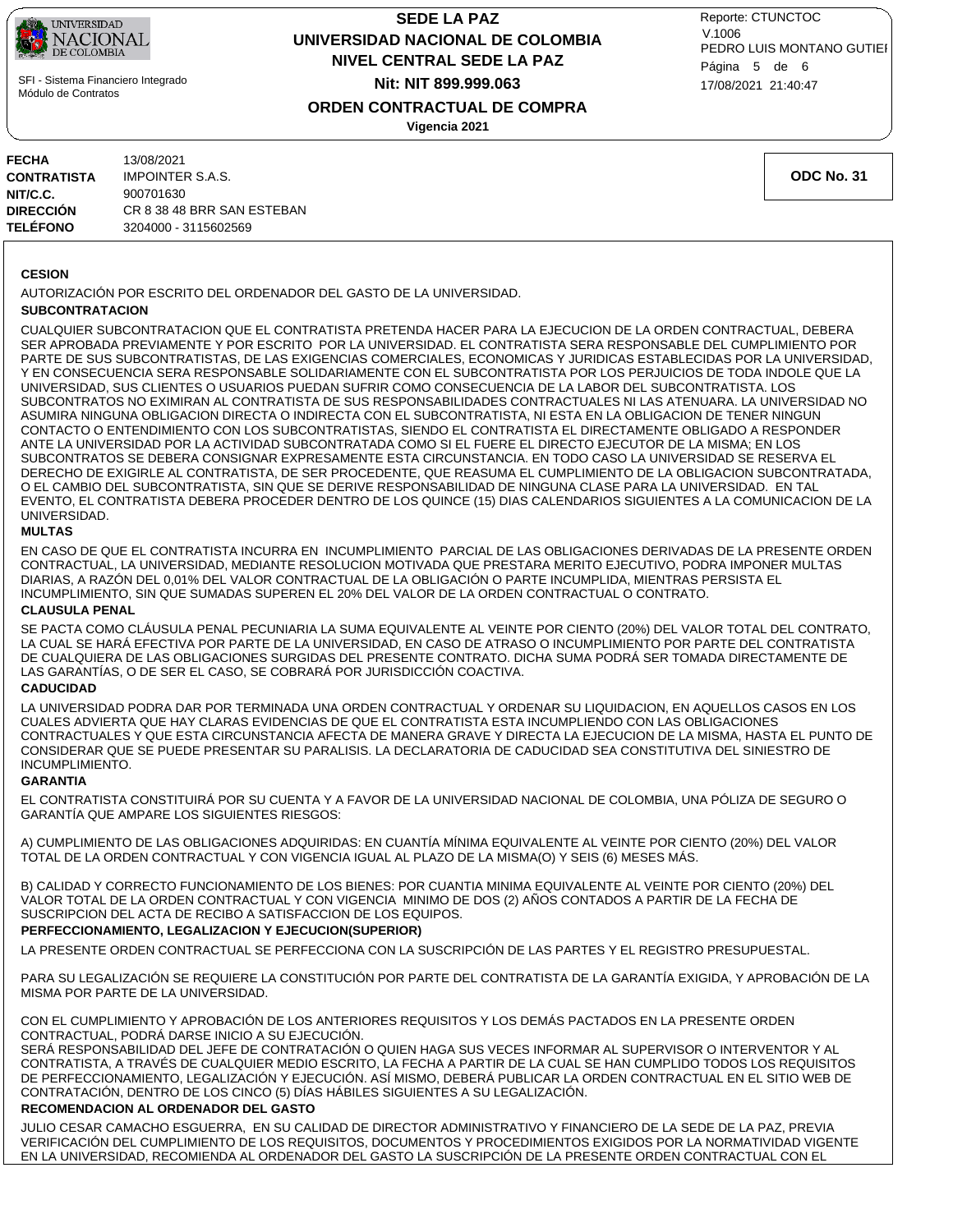| | |
|---|---|
| **FECHA** | 13/08/2021 |
| **CONTRATISTA** | IMPOINTER S.A.S. |
| **NIT/C.C.** | 900701630 |
| **DIRECCIÓN** | CR 8 38 48 BRR SAN ESTEBAN |
| **TELÉFONO** | 3204000 - 3115602569 |

**ODC No. 31**

**CESION**

AUTORIZACIÓN POR ESCRITO DEL ORDENADOR DEL GASTO DE LA UNIVERSIDAD.

**SUBCONTRATACION**

CUALQUIER SUBCONTRATACION QUE EL CONTRATISTA PRETENDA HACER PARA LA EJECUCION DE LA ORDEN CONTRACTUAL, DEBERA SER APROBADA PREVIAMENTE Y POR ESCRITO POR LA UNIVERSIDAD. EL CONTRATISTA SERA RESPONSABLE DEL CUMPLIMIENTO POR PARTE DE SUS SUBCONTRATISTAS, DE LAS EXIGENCIAS COMERCIALES, ECONOMICAS Y JURIDICAS ESTABLECIDAS POR LA UNIVERSIDAD, Y EN CONSECUENCIA SERA RESPONSABLE SOLIDARIAMENTE CON EL SUBCONTRATISTA POR LOS PERJUICIOS DE TODA INDOLE QUE LA UNIVERSIDAD, SUS CLIENTES O USUARIOS PUEDAN SUFRIR COMO CONSECUENCIA DE LA LABOR DEL SUBCONTRATISTA. LOS SUBCONTRATOS NO EXIMIRAN AL CONTRATISTA DE SUS RESPONSABILIDADES CONTRACTUALES NI LAS ATENUARA. LA UNIVERSIDAD NO ASUMIRA NINGUNA OBLIGACION DIRECTA O INDIRECTA CON EL SUBCONTRATISTA, NI ESTA EN LA OBLIGACION DE TENER NINGUN CONTACTO O ENTENDIMIENTO CON LOS SUBCONTRATISTAS, SIENDO EL CONTRATISTA EL DIRECTAMENTE OBLIGADO A RESPONDER ANTE LA UNIVERSIDAD POR LA ACTIVIDAD SUBCONTRATADA COMO SI EL FUERE EL DIRECTO EJECUTOR DE LA MISMA; EN LOS SUBCONTRATOS SE DEBERA CONSIGNAR EXPRESAMENTE ESTA CIRCUNSTANCIA. EN TODO CASO LA UNIVERSIDAD SE RESERVA EL DERECHO DE EXIGIRLE AL CONTRATISTA, DE SER PROCEDENTE, QUE REASUMA EL CUMPLIMIENTO DE LA OBLIGACION SUBCONTRATADA, O EL CAMBIO DEL SUBCONTRATISTA, SIN QUE SE DERIVE RESPONSABILIDAD DE NINGUNA CLASE PARA LA UNIVERSIDAD. EN TAL EVENTO, EL CONTRATISTA DEBERA PROCEDER DENTRO DE LOS QUINCE (15) DIAS CALENDARIOS SIGUIENTES A LA COMUNICACION DE LA UNIVERSIDAD.

**MULTAS**

EN CASO DE QUE EL CONTRATISTA INCURRA EN INCUMPLIMIENTO PARCIAL DE LAS OBLIGACIONES DERIVADAS DE LA PRESENTE ORDEN CONTRACTUAL, LA UNIVERSIDAD, MEDIANTE RESOLUCION MOTIVADA QUE PRESTARA MERITO EJECUTIVO, PODRA IMPONER MULTAS DIARIAS, A RAZÓN DEL 0,01% DEL VALOR CONTRACTUAL DE LA OBLIGACIÓN O PARTE INCUMPLIDA, MIENTRAS PERSISTA EL INCUMPLIMIENTO, SIN QUE SUMADAS SUPEREN EL 20% DEL VALOR DE LA ORDEN CONTRACTUAL O CONTRATO.

**CLAUSULA PENAL**

SE PACTA COMO CLÁUSULA PENAL PECUNIARIA LA SUMA EQUIVALENTE AL VEINTE POR CIENTO (20%) DEL VALOR TOTAL DEL CONTRATO, LA CUAL SE HARÁ EFECTIVA POR PARTE DE LA UNIVERSIDAD, EN CASO DE ATRASO O INCUMPLIMIENTO POR PARTE DEL CONTRATISTA DE CUALQUIERA DE LAS OBLIGACIONES SURGIDAS DEL PRESENTE CONTRATO. DICHA SUMA PODRÁ SER TOMADA DIRECTAMENTE DE LAS GARANTÍAS, O DE SER EL CASO, SE COBRARÁ POR JURISDICCIÓN COACTIVA.

**CADUCIDAD**

LA UNIVERSIDAD PODRA DAR POR TERMINADA UNA ORDEN CONTRACTUAL Y ORDENAR SU LIQUIDACION, EN AQUELLOS CASOS EN LOS CUALES ADVIERTA QUE HAY CLARAS EVIDENCIAS DE QUE EL CONTRATISTA ESTA INCUMPLIENDO CON LAS OBLIGACIONES CONTRACTUALES Y QUE ESTA CIRCUNSTANCIA AFECTA DE MANERA GRAVE Y DIRECTA LA EJECUCION DE LA MISMA, HASTA EL PUNTO DE CONSIDERAR QUE SE PUEDE PRESENTAR SU PARALISIS. LA DECLARATORIA DE CADUCIDAD SEA CONSTITUTIVA DEL SINIESTRO DE INCUMPLIMIENTO.

**GARANTIA**

EL CONTRATISTA CONSTITUIRÁ POR SU CUENTA Y A FAVOR DE LA UNIVERSIDAD NACIONAL DE COLOMBIA, UNA PÓLIZA DE SEGURO O GARANTÍA QUE AMPARE LOS SIGUIENTES RIESGOS:

A) CUMPLIMIENTO DE LAS OBLIGACIONES ADQUIRIDAS: EN CUANTÍA MÍNIMA EQUIVALENTE AL VEINTE POR CIENTO (20%) DEL VALOR TOTAL DE LA ORDEN CONTRACTUAL Y CON VIGENCIA IGUAL AL PLAZO DE LA MISMA(O) Y SEIS (6) MESES MÁS.

B) CALIDAD Y CORRECTO FUNCIONAMIENTO DE LOS BIENES: POR CUANTIA MINIMA EQUIVALENTE AL VEINTE POR CIENTO (20%) DEL VALOR TOTAL DE LA ORDEN CONTRACTUAL Y CON VIGENCIA MINIMO DE DOS (2) AÑOS CONTADOS A PARTIR DE LA FECHA DE SUSCRIPCION DEL ACTA DE RECIBO A SATISFACCION DE LOS EQUIPOS.

**PERFECCIONAMIENTO, LEGALIZACION Y EJECUCION(SUPERIOR)**

LA PRESENTE ORDEN CONTRACTUAL SE PERFECCIONA CON LA SUSCRIPCIÓN DE LAS PARTES Y EL REGISTRO PRESUPUESTAL.

PARA SU LEGALIZACIÓN SE REQUIERE LA CONSTITUCIÓN POR PARTE DEL CONTRATISTA DE LA GARANTÍA EXIGIDA, Y APROBACIÓN DE LA MISMA POR PARTE DE LA UNIVERSIDAD.

CON EL CUMPLIMIENTO Y APROBACIÓN DE LOS ANTERIORES REQUISITOS Y LOS DEMÁS PACTADOS EN LA PRESENTE ORDEN CONTRACTUAL, PODRÁ DARSE INICIO A SU EJECUCIÓN.
SERÁ RESPONSABILIDAD DEL JEFE DE CONTRATACIÓN O QUIEN HAGA SUS VECES INFORMAR AL SUPERVISOR O INTERVENTOR Y AL CONTRATISTA, A TRAVÉS DE CUALQUIER MEDIO ESCRITO, LA FECHA A PARTIR DE LA CUAL SE HAN CUMPLIDO TODOS LOS REQUISITOS DE PERFECCIONAMIENTO, LEGALIZACIÓN Y EJECUCIÓN. ASÍ MISMO, DEBERÁ PUBLICAR LA ORDEN CONTRACTUAL EN EL SITIO WEB DE CONTRATACIÓN, DENTRO DE LOS CINCO (5) DÍAS HÁBILES SIGUIENTES A SU LEGALIZACIÓN.

**RECOMENDACION AL ORDENADOR DEL GASTO**

JULIO CESAR CAMACHO ESGUERRA, EN SU CALIDAD DE DIRECTOR ADMINISTRATIVO Y FINANCIERO DE LA SEDE DE LA PAZ, PREVIA VERIFICACIÓN DEL CUMPLIMIENTO DE LOS REQUISITOS, DOCUMENTOS Y PROCEDIMIENTOS EXIGIDOS POR LA NORMATIVIDAD VIGENTE EN LA UNIVERSIDAD, RECOMIENDA AL ORDENADOR DEL GASTO LA SUSCRIPCIÓN DE LA PRESENTE ORDEN CONTRACTUAL CON EL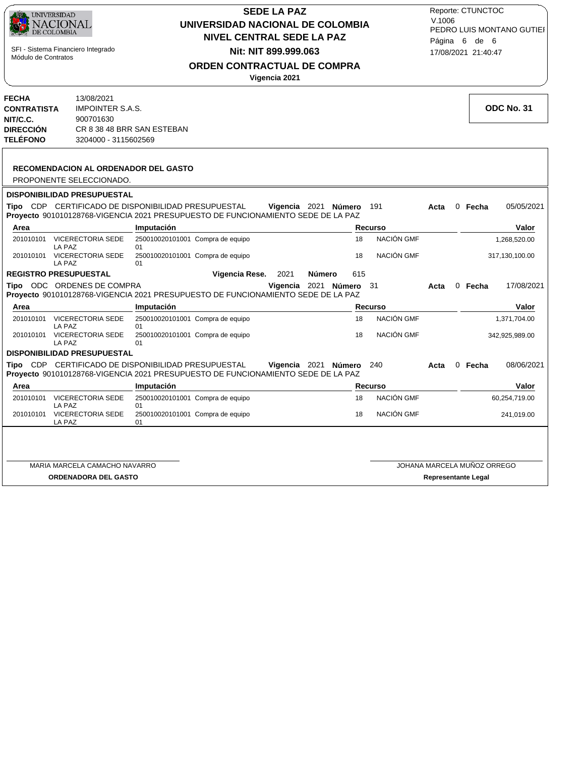**SEDE LA PAZ**
**UNIVERSIDAD NACIONAL DE COLOMBIA**
**NIVEL CENTRAL SEDE LA PAZ**
**Nit: NIT 899.999.063**

SFI - Sistema Financiero Integrado
Módulo de Contratos

Reporte: CTUNCTOC
V.1006
PEDRO LUIS MONTANO GUTIEI
17/08/2021 21:40:47

## ORDEN CONTRACTUAL DE COMPRA

**Vigencia 2021**

**FECHA** 13/08/2021
**CONTRATISTA** IMPOINTER S.A.S.
**NIT/C.C.** 900701630
**DIRECCIÓN** CR 8 38 48 BRR SAN ESTEBAN
**TELÉFONO** 3204000 - 3115602569

**ODC No. 31**

**RECOMENDACION AL ORDENADOR DEL GASTO**

PROPONENTE SELECCIONADO.

**DISPONIBILIDAD PRESUPUESTAL**

**Tipo** CDP CERTIFICADO DE DISPONIBILIDAD PRESUPUESTAL **Vigencia** 2021 **Número** 191 **Acta** 0 **Fecha** 05/05/2021
**Proyecto** 901010128768-VIGENCIA 2021 PRESUPUESTO DE FUNCIONAMIENTO SEDE DE LA PAZ

| Area | | Imputación | Recurso | | Valor |
|---|---|---|---|---|---|
| 201010101 | VICERECTORIA SEDE LA PAZ | 250010020101001 Compra de equipo 01 | 18 | NACIÓN GMF | 1,268,520.00 |
| 201010101 | VICERECTORIA SEDE LA PAZ | 250010020101001 Compra de equipo 01 | 18 | NACIÓN GMF | 317,130,100.00 |

**REGISTRO PRESUPUESTAL** **Vigencia Rese.** 2021 **Número** 615

**Tipo** ODC ORDENES DE COMPRA **Vigencia** 2021 **Número** 31 **Acta** 0 **Fecha** 17/08/2021
**Proyecto** 901010128768-VIGENCIA 2021 PRESUPUESTO DE FUNCIONAMIENTO SEDE DE LA PAZ

| Area | | Imputación | Recurso | | Valor |
|---|---|---|---|---|---|
| 201010101 | VICERECTORIA SEDE LA PAZ | 250010020101001 Compra de equipo 01 | 18 | NACIÓN GMF | 1,371,704.00 |
| 201010101 | VICERECTORIA SEDE LA PAZ | 250010020101001 Compra de equipo 01 | 18 | NACIÓN GMF | 342,925,989.00 |

**DISPONIBILIDAD PRESUPUESTAL**

**Tipo** CDP CERTIFICADO DE DISPONIBILIDAD PRESUPUESTAL **Vigencia** 2021 **Número** 240 **Acta** 0 **Fecha** 08/06/2021
**Proyecto** 901010128768-VIGENCIA 2021 PRESUPUESTO DE FUNCIONAMIENTO SEDE DE LA PAZ

| Area | | Imputación | Recurso | | Valor |
|---|---|---|---|---|---|
| 201010101 | VICERECTORIA SEDE LA PAZ | 250010020101001 Compra de equipo 01 | 18 | NACIÓN GMF | 60,254,719.00 |
| 201010101 | VICERECTORIA SEDE LA PAZ | 250010020101001 Compra de equipo 01 | 18 | NACIÓN GMF | 241,019.00 |

MARIA MARCELA CAMACHO NAVARRO
**ORDENADORA DEL GASTO**

JOHANA MARCELA MUÑOZ ORREGO
**Representante Legal**